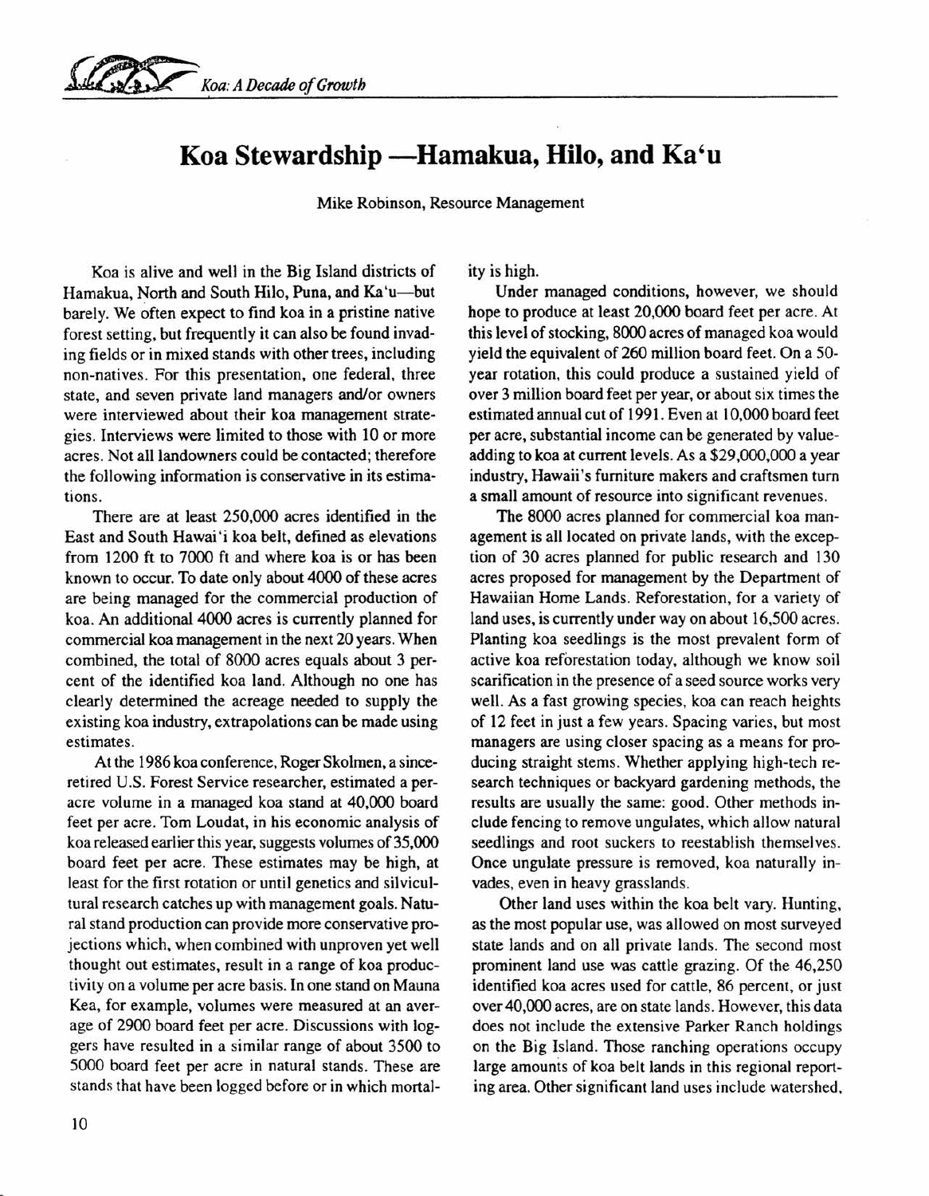# Koa Stewardship —Hamakua, Hilo, and Ka'u

Mike Robinson, Resource Management

Koa is alive and well in the Big Island districts of Hamakua, North and South Hilo, Puna, and Ka'u—but barely. We often expect to find koa in a pristine native forest setting, but frequently it can also be found invading fields or in mixed stands with other trees, including non-natives. For this presentation, one federal, three state, and seven private land managers and/or owners were interviewed about their koa management strategies. Interviews were limited to those with 10 or more acres. Not all landowners could be contacted; therefore the following information is conservative in its estimations.

There are at least 250,000 acres identified in the East and South Hawai'i koa belt, defined as elevations from 1200 ft to 7000 ft and where koa is or has been known to occur. To date only about 4000 of these acres are being managed for the commercial production of koa. An additional 4000 acres is currently planned for commercial koa management in the next 20 years. When combined, the total of 8000 acres equals about 3 percent of the identified koa land. Although no one has clearly determined the acreage needed to supply the existing koa industry, extrapolations can be made using estimates.

At the 1986 koa conference, Roger Skolmen, a since-retired U.S. Forest Service researcher, estimated a per-acre volume in a managed koa stand at 40,000 board feet per acre. Tom Loudat, in his economic analysis of koa released earlier this year, suggests volumes of 35,000 board feet per acre. These estimates may be high, at least for the first rotation or until genetics and silvicultural research catches up with management goals. Natural stand production can provide more conservative projections which, when combined with unproven yet well thought out estimates, result in a range of koa productivity on a volume per acre basis. In one stand on Mauna Kea, for example, volumes were measured at an average of 2900 board feet per acre. Discussions with loggers have resulted in a similar range of about 3500 to 5000 board feet per acre in natural stands. These are stands that have been logged before or in which mortality is high.

Under managed conditions, however, we should hope to produce at least 20,000 board feet per acre. At this level of stocking, 8000 acres of managed koa would yield the equivalent of 260 million board feet. On a 50-year rotation, this could produce a sustained yield of over 3 million board feet per year, or about six times the estimated annual cut of 1991. Even at 10,000 board feet per acre, substantial income can be generated by value-adding to koa at current levels. As a $29,000,000 a year industry, Hawaii's furniture makers and craftsmen turn a small amount of resource into significant revenues.

The 8000 acres planned for commercial koa management is all located on private lands, with the exception of 30 acres planned for public research and 130 acres proposed for management by the Department of Hawaiian Home Lands. Reforestation, for a variety of land uses, is currently under way on about 16,500 acres. Planting koa seedlings is the most prevalent form of active koa reforestation today, although we know soil scarification in the presence of a seed source works very well. As a fast growing species, koa can reach heights of 12 feet in just a few years. Spacing varies, but most managers are using closer spacing as a means for producing straight stems. Whether applying high-tech research techniques or backyard gardening methods, the results are usually the same: good. Other methods include fencing to remove ungulates, which allow natural seedlings and root suckers to reestablish themselves. Once ungulate pressure is removed, koa naturally invades, even in heavy grasslands.

Other land uses within the koa belt vary. Hunting, as the most popular use, was allowed on most surveyed state lands and on all private lands. The second most prominent land use was cattle grazing. Of the 46,250 identified koa acres used for cattle, 86 percent, or just over 40,000 acres, are on state lands. However, this data does not include the extensive Parker Ranch holdings on the Big Island. Those ranching operations occupy large amounts of koa belt lands in this regional reporting area. Other significant land uses include watershed,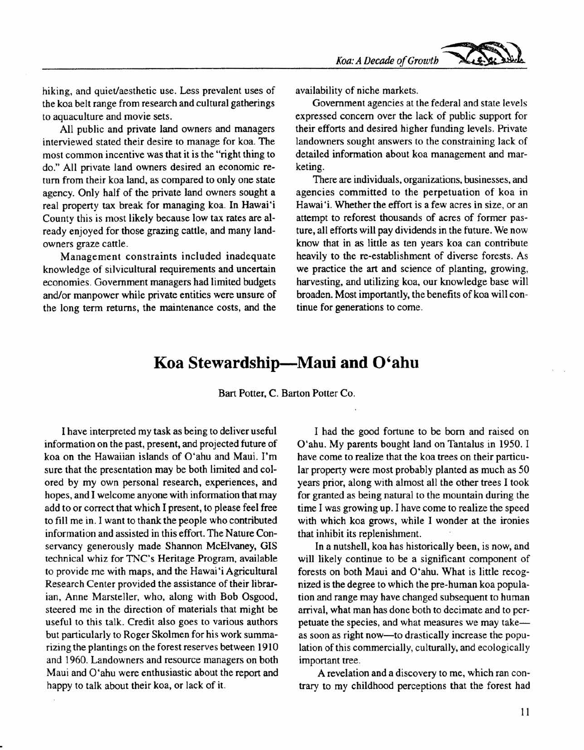hiking, and quiet/aesthetic use. Less prevalent uses of the koa belt range from research and cultural gatherings to aquaculture and movie sets.

All public and private land owners and managers interviewed stated their desire to manage for koa. The most common incentive was that it is the "right thing to do." All private land owners desired an economic return from their koa land, as compared to only one state agency. Only half of the private land owners sought a real property tax break for managing koa. In Hawai'i County this is most likely because low tax rates are already enjoyed for those grazing cattle, and many landowners graze cattle.

Management constraints included inadequate knowledge of silvicultural requirements and uncertain economies. Government managers had limited budgets and/or manpower while private entities were unsure of the long term returns, the maintenance costs, and the availability of niche markets.

Government agencies at the federal and state levels expressed concern over the lack of public support for their efforts and desired higher funding levels. Private landowners sought answers to the constraining lack of detailed information about koa management and marketing.

There are individuals, organizations, businesses, and agencies committed to the perpetuation of koa in Hawai'i. Whether the effort is a few acres in size, or an attempt to reforest thousands of acres of former pasture, all efforts will pay dividends in the future. We now know that in as little as ten years koa can contribute heavily to the re-establishment of diverse forests. As we practice the art and science of planting, growing, harvesting, and utilizing koa, our knowledge base will broaden. Most importantly, the benefits of koa will continue for generations to come.

# Koa Stewardship—Maui and O'ahu

Bart Potter, C. Barton Potter Co.

I have interpreted my task as being to deliver useful information on the past, present, and projected future of koa on the Hawaiian islands of O'ahu and Maui. I'm sure that the presentation may be both limited and colored by my own personal research, experiences, and hopes, and I welcome anyone with information that may add to or correct that which I present, to please feel free to fill me in. I want to thank the people who contributed information and assisted in this effort. The Nature Conservancy generously made Shannon McElvaney, GIS technical whiz for TNC's Heritage Program, available to provide me with maps, and the Hawai'i Agricultural Research Center provided the assistance of their librarian, Anne Marsteller, who, along with Bob Osgood, steered me in the direction of materials that might be useful to this talk. Credit also goes to various authors but particularly to Roger Skolmen for his work summarizing the plantings on the forest reserves between 1910 and 1960. Landowners and resource managers on both Maui and O'ahu were enthusiastic about the report and happy to talk about their koa, or lack of it.

I had the good fortune to be born and raised on O'ahu. My parents bought land on Tantalus in 1950. I have come to realize that the koa trees on their particular property were most probably planted as much as 50 years prior, along with almost all the other trees I took for granted as being natural to the mountain during the time I was growing up. I have come to realize the speed with which koa grows, while I wonder at the ironies that inhibit its replenishment.

In a nutshell, koa has historically been, is now, and will likely continue to be a significant component of forests on both Maui and O'ahu. What is little recognized is the degree to which the pre-human koa population and range may have changed subsequent to human arrival, what man has done both to decimate and to perpetuate the species, and what measures we may take—as soon as right now—to drastically increase the population of this commercially, culturally, and ecologically important tree.

A revelation and a discovery to me, which ran contrary to my childhood perceptions that the forest had